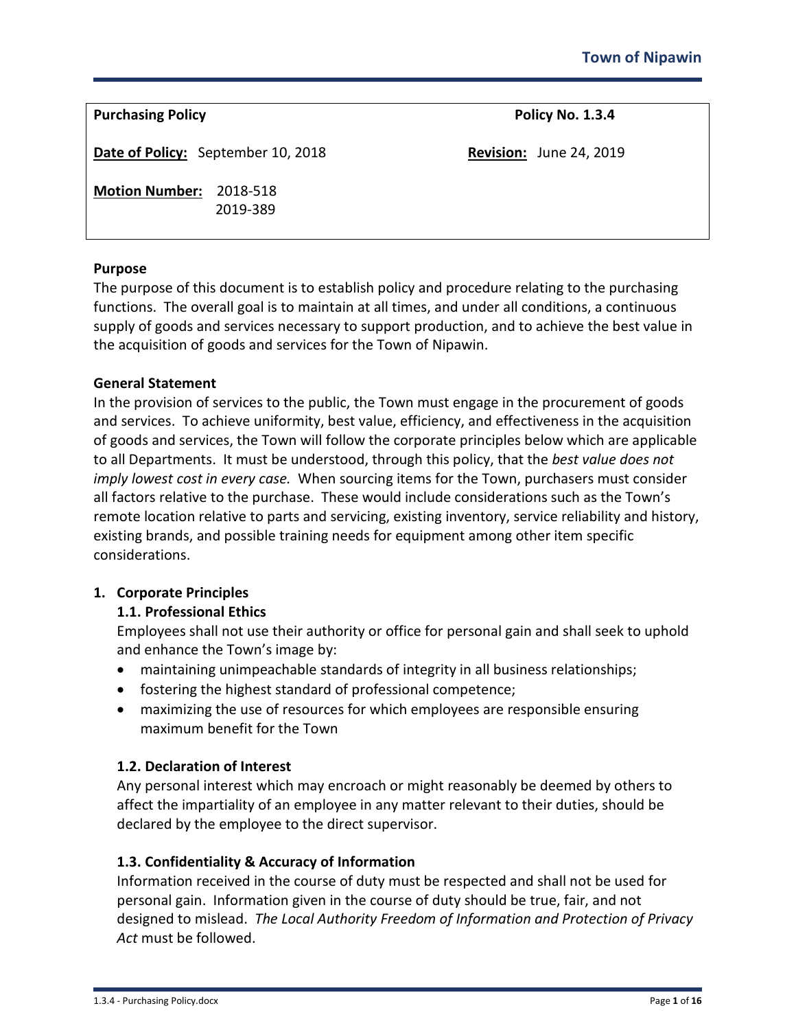**Purchasing Policy** **Policy No. 1.3.4**

**Date of Policy:** September 10, 2018 **Revision:** June 24, 2019

**Motion Number:** 2018-518
2019-389

**Purpose**

The purpose of this document is to establish policy and procedure relating to the purchasing functions. The overall goal is to maintain at all times, and under all conditions, a continuous supply of goods and services necessary to support production, and to achieve the best value in the acquisition of goods and services for the Town of Nipawin.

**General Statement**

In the provision of services to the public, the Town must engage in the procurement of goods and services. To achieve uniformity, best value, efficiency, and effectiveness in the acquisition of goods and services, the Town will follow the corporate principles below which are applicable to all Departments. It must be understood, through this policy, that the *best value does not imply lowest cost in every case.* When sourcing items for the Town, purchasers must consider all factors relative to the purchase. These would include considerations such as the Town's remote location relative to parts and servicing, existing inventory, service reliability and history, existing brands, and possible training needs for equipment among other item specific considerations.

## 1. Corporate Principles

### 1.1. Professional Ethics

Employees shall not use their authority or office for personal gain and shall seek to uphold and enhance the Town's image by:

- maintaining unimpeachable standards of integrity in all business relationships;
- fostering the highest standard of professional competence;
- maximizing the use of resources for which employees are responsible ensuring maximum benefit for the Town

### 1.2. Declaration of Interest

Any personal interest which may encroach or might reasonably be deemed by others to affect the impartiality of an employee in any matter relevant to their duties, should be declared by the employee to the direct supervisor.

### 1.3. Confidentiality & Accuracy of Information

Information received in the course of duty must be respected and shall not be used for personal gain. Information given in the course of duty should be true, fair, and not designed to mislead. *The Local Authority Freedom of Information and Protection of Privacy Act* must be followed.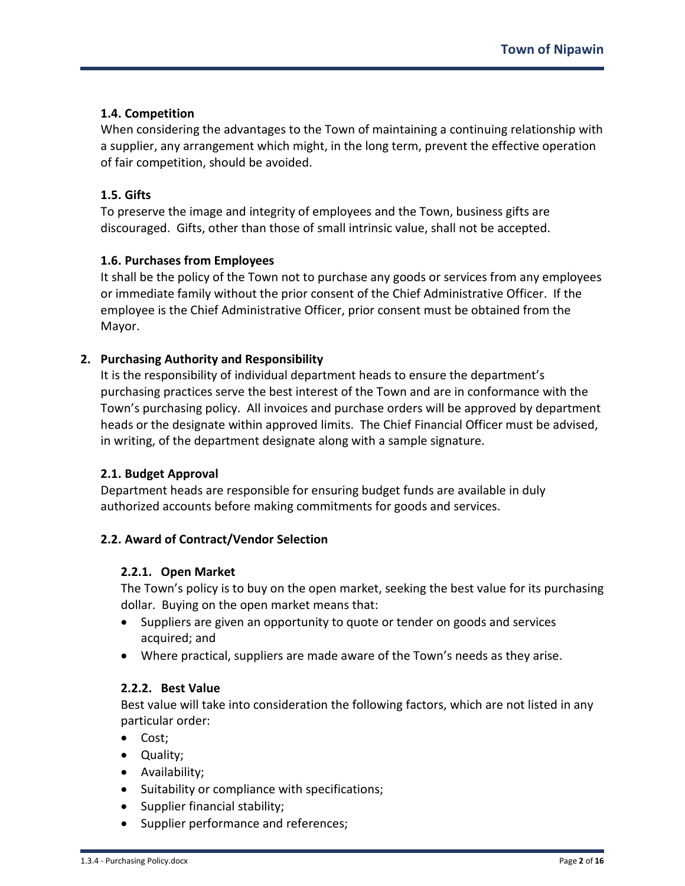### 1.4. Competition

When considering the advantages to the Town of maintaining a continuing relationship with a supplier, any arrangement which might, in the long term, prevent the effective operation of fair competition, should be avoided.

### 1.5. Gifts

To preserve the image and integrity of employees and the Town, business gifts are discouraged. Gifts, other than those of small intrinsic value, shall not be accepted.

### 1.6. Purchases from Employees

It shall be the policy of the Town not to purchase any goods or services from any employees or immediate family without the prior consent of the Chief Administrative Officer. If the employee is the Chief Administrative Officer, prior consent must be obtained from the Mayor.

## 2. Purchasing Authority and Responsibility

It is the responsibility of individual department heads to ensure the department's purchasing practices serve the best interest of the Town and are in conformance with the Town's purchasing policy. All invoices and purchase orders will be approved by department heads or the designate within approved limits. The Chief Financial Officer must be advised, in writing, of the department designate along with a sample signature.

### 2.1. Budget Approval

Department heads are responsible for ensuring budget funds are available in duly authorized accounts before making commitments for goods and services.

### 2.2. Award of Contract/Vendor Selection

#### 2.2.1. Open Market

The Town's policy is to buy on the open market, seeking the best value for its purchasing dollar. Buying on the open market means that:

- Suppliers are given an opportunity to quote or tender on goods and services acquired; and
- Where practical, suppliers are made aware of the Town's needs as they arise.

#### 2.2.2. Best Value

Best value will take into consideration the following factors, which are not listed in any particular order:

- Cost;
- Quality;
- Availability;
- Suitability or compliance with specifications;
- Supplier financial stability;
- Supplier performance and references;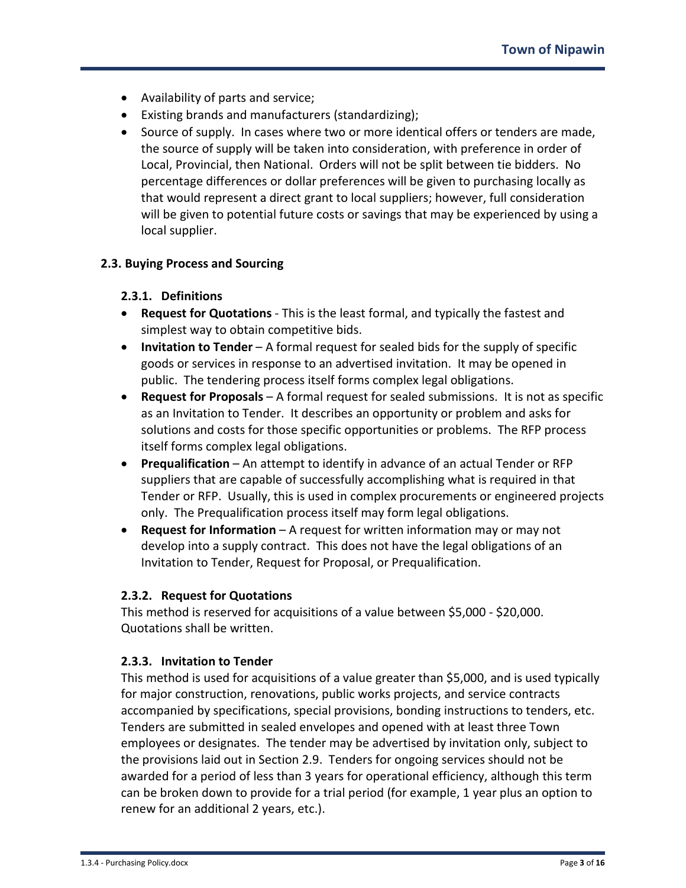- Availability of parts and service;
- Existing brands and manufacturers (standardizing);
- Source of supply. In cases where two or more identical offers or tenders are made, the source of supply will be taken into consideration, with preference in order of Local, Provincial, then National. Orders will not be split between tie bidders. No percentage differences or dollar preferences will be given to purchasing locally as that would represent a direct grant to local suppliers; however, full consideration will be given to potential future costs or savings that may be experienced by using a local supplier.

### 2.3. Buying Process and Sourcing

#### 2.3.1. Definitions

- **Request for Quotations** - This is the least formal, and typically the fastest and simplest way to obtain competitive bids.
- **Invitation to Tender** – A formal request for sealed bids for the supply of specific goods or services in response to an advertised invitation. It may be opened in public. The tendering process itself forms complex legal obligations.
- **Request for Proposals** – A formal request for sealed submissions. It is not as specific as an Invitation to Tender. It describes an opportunity or problem and asks for solutions and costs for those specific opportunities or problems. The RFP process itself forms complex legal obligations.
- **Prequalification** – An attempt to identify in advance of an actual Tender or RFP suppliers that are capable of successfully accomplishing what is required in that Tender or RFP. Usually, this is used in complex procurements or engineered projects only. The Prequalification process itself may form legal obligations.
- **Request for Information** – A request for written information may or may not develop into a supply contract. This does not have the legal obligations of an Invitation to Tender, Request for Proposal, or Prequalification.

#### 2.3.2. Request for Quotations

This method is reserved for acquisitions of a value between $5,000 - $20,000. Quotations shall be written.

#### 2.3.3. Invitation to Tender

This method is used for acquisitions of a value greater than $5,000, and is used typically for major construction, renovations, public works projects, and service contracts accompanied by specifications, special provisions, bonding instructions to tenders, etc. Tenders are submitted in sealed envelopes and opened with at least three Town employees or designates. The tender may be advertised by invitation only, subject to the provisions laid out in Section 2.9. Tenders for ongoing services should not be awarded for a period of less than 3 years for operational efficiency, although this term can be broken down to provide for a trial period (for example, 1 year plus an option to renew for an additional 2 years, etc.).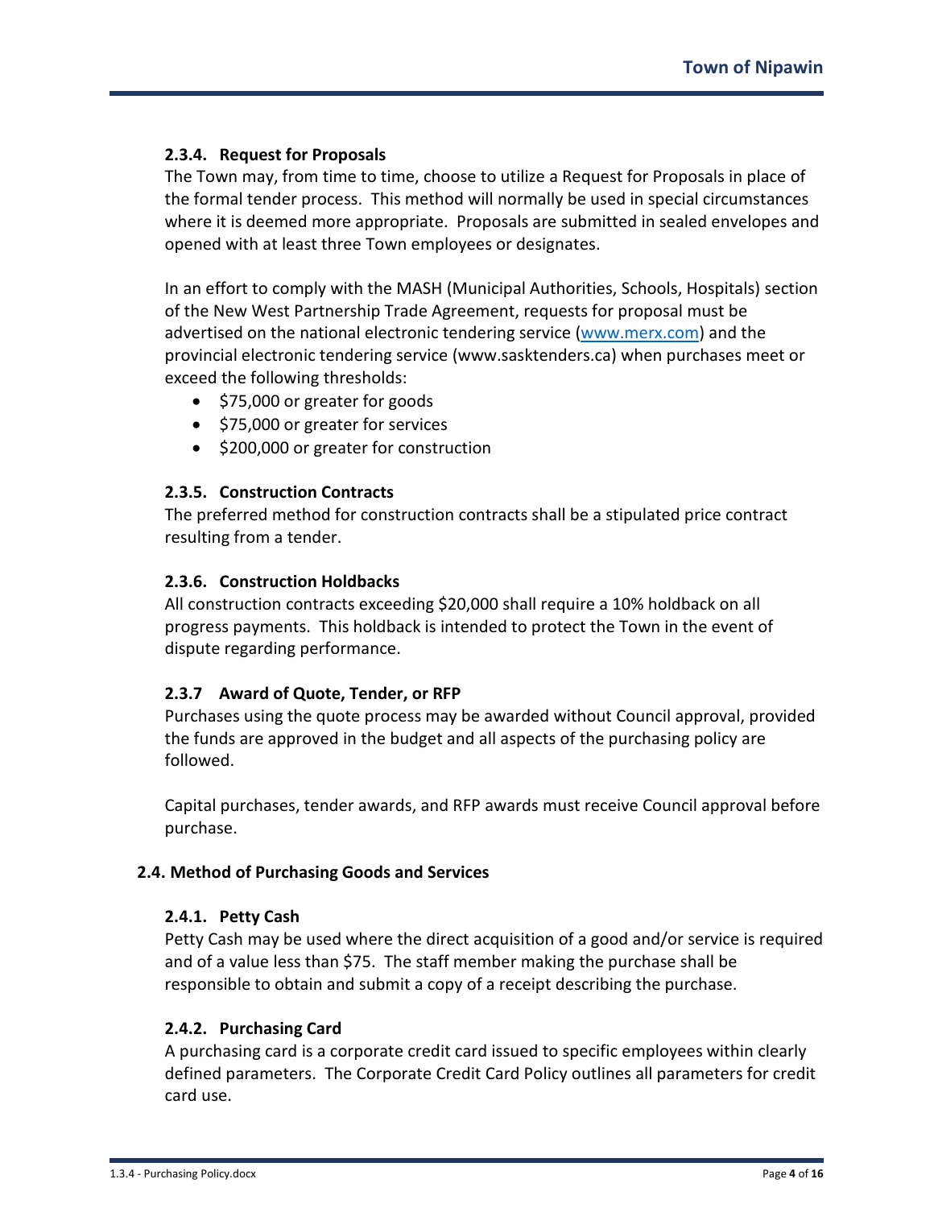#### 2.3.4. Request for Proposals

The Town may, from time to time, choose to utilize a Request for Proposals in place of the formal tender process. This method will normally be used in special circumstances where it is deemed more appropriate. Proposals are submitted in sealed envelopes and opened with at least three Town employees or designates.

In an effort to comply with the MASH (Municipal Authorities, Schools, Hospitals) section of the New West Partnership Trade Agreement, requests for proposal must be advertised on the national electronic tendering service (www.merx.com) and the provincial electronic tendering service (www.sasktenders.ca) when purchases meet or exceed the following thresholds:

- $75,000 or greater for goods
- $75,000 or greater for services
- $200,000 or greater for construction

#### 2.3.5. Construction Contracts

The preferred method for construction contracts shall be a stipulated price contract resulting from a tender.

#### 2.3.6. Construction Holdbacks

All construction contracts exceeding $20,000 shall require a 10% holdback on all progress payments. This holdback is intended to protect the Town in the event of dispute regarding performance.

#### 2.3.7 Award of Quote, Tender, or RFP

Purchases using the quote process may be awarded without Council approval, provided the funds are approved in the budget and all aspects of the purchasing policy are followed.

Capital purchases, tender awards, and RFP awards must receive Council approval before purchase.

### 2.4. Method of Purchasing Goods and Services

#### 2.4.1. Petty Cash

Petty Cash may be used where the direct acquisition of a good and/or service is required and of a value less than $75. The staff member making the purchase shall be responsible to obtain and submit a copy of a receipt describing the purchase.

#### 2.4.2. Purchasing Card

A purchasing card is a corporate credit card issued to specific employees within clearly defined parameters. The Corporate Credit Card Policy outlines all parameters for credit card use.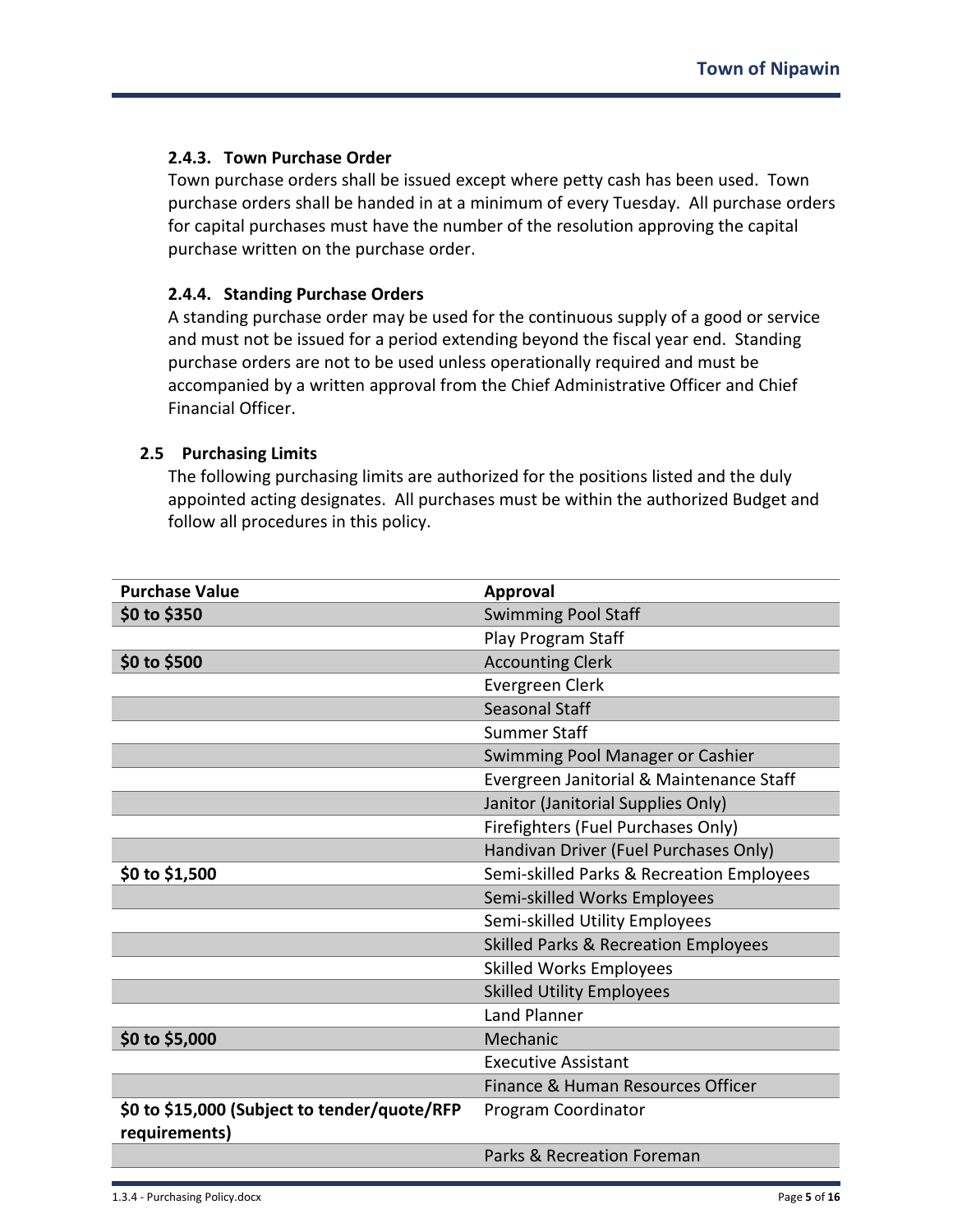#### 2.4.3. Town Purchase Order

Town purchase orders shall be issued except where petty cash has been used. Town purchase orders shall be handed in at a minimum of every Tuesday. All purchase orders for capital purchases must have the number of the resolution approving the capital purchase written on the purchase order.

#### 2.4.4. Standing Purchase Orders

A standing purchase order may be used for the continuous supply of a good or service and must not be issued for a period extending beyond the fiscal year end. Standing purchase orders are not to be used unless operationally required and must be accompanied by a written approval from the Chief Administrative Officer and Chief Financial Officer.

### 2.5 Purchasing Limits

The following purchasing limits are authorized for the positions listed and the duly appointed acting designates. All purchases must be within the authorized Budget and follow all procedures in this policy.

| Purchase Value | Approval |
|---|---|
| **$0 to $350** | Swimming Pool Staff |
| | Play Program Staff |
| **$0 to $500** | Accounting Clerk |
| | Evergreen Clerk |
| | Seasonal Staff |
| | Summer Staff |
| | Swimming Pool Manager or Cashier |
| | Evergreen Janitorial & Maintenance Staff |
| | Janitor (Janitorial Supplies Only) |
| | Firefighters (Fuel Purchases Only) |
| | Handivan Driver (Fuel Purchases Only) |
| **$0 to $1,500** | Semi-skilled Parks & Recreation Employees |
| | Semi-skilled Works Employees |
| | Semi-skilled Utility Employees |
| | Skilled Parks & Recreation Employees |
| | Skilled Works Employees |
| | Skilled Utility Employees |
| | Land Planner |
| **$0 to $5,000** | Mechanic |
| | Executive Assistant |
| | Finance & Human Resources Officer |
| **$0 to $15,000 (Subject to tender/quote/RFP requirements)** | Program Coordinator |
| | Parks & Recreation Foreman |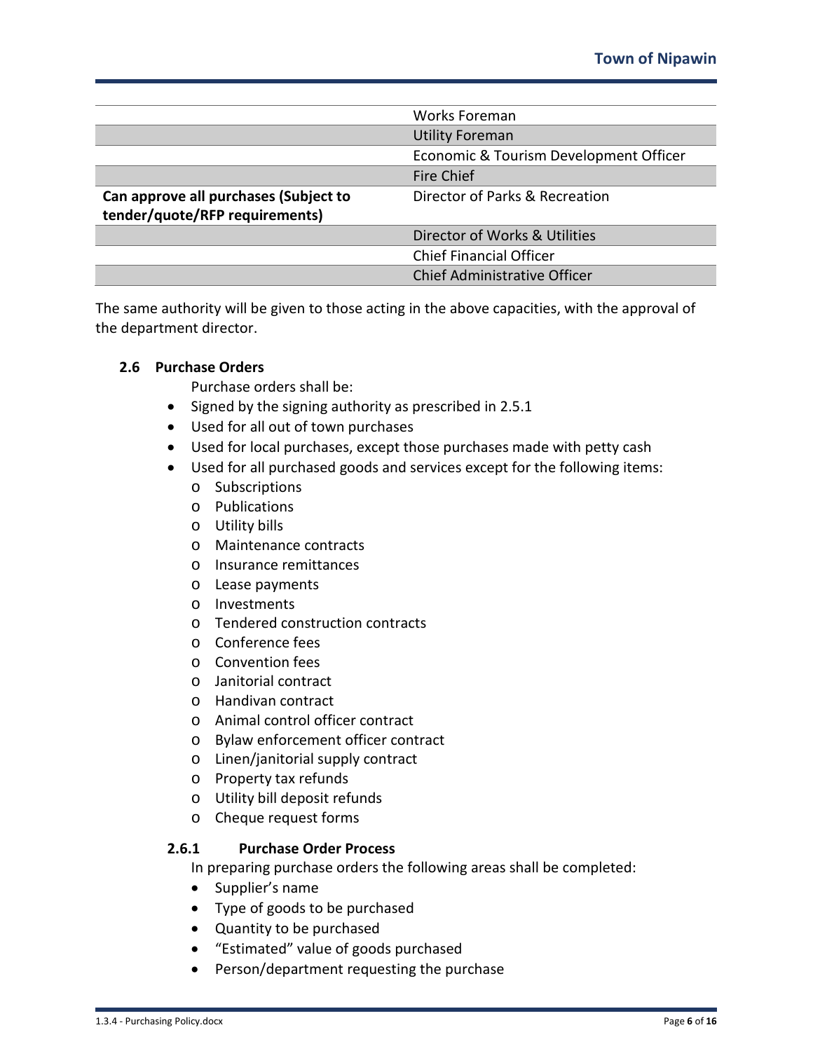| | |
|---|---|
| | Works Foreman |
| | Utility Foreman |
| | Economic & Tourism Development Officer |
| | Fire Chief |
| **Can approve all purchases (Subject to tender/quote/RFP requirements)** | Director of Parks & Recreation |
| | Director of Works & Utilities |
| | Chief Financial Officer |
| | Chief Administrative Officer |

The same authority will be given to those acting in the above capacities, with the approval of the department director.

### 2.6 Purchase Orders

Purchase orders shall be:

- Signed by the signing authority as prescribed in 2.5.1
- Used for all out of town purchases
- Used for local purchases, except those purchases made with petty cash
- Used for all purchased goods and services except for the following items:
  - Subscriptions
  - Publications
  - Utility bills
  - Maintenance contracts
  - Insurance remittances
  - Lease payments
  - Investments
  - Tendered construction contracts
  - Conference fees
  - Convention fees
  - Janitorial contract
  - Handivan contract
  - Animal control officer contract
  - Bylaw enforcement officer contract
  - Linen/janitorial supply contract
  - Property tax refunds
  - Utility bill deposit refunds
  - Cheque request forms

#### 2.6.1 Purchase Order Process

In preparing purchase orders the following areas shall be completed:

- Supplier's name
- Type of goods to be purchased
- Quantity to be purchased
- "Estimated" value of goods purchased
- Person/department requesting the purchase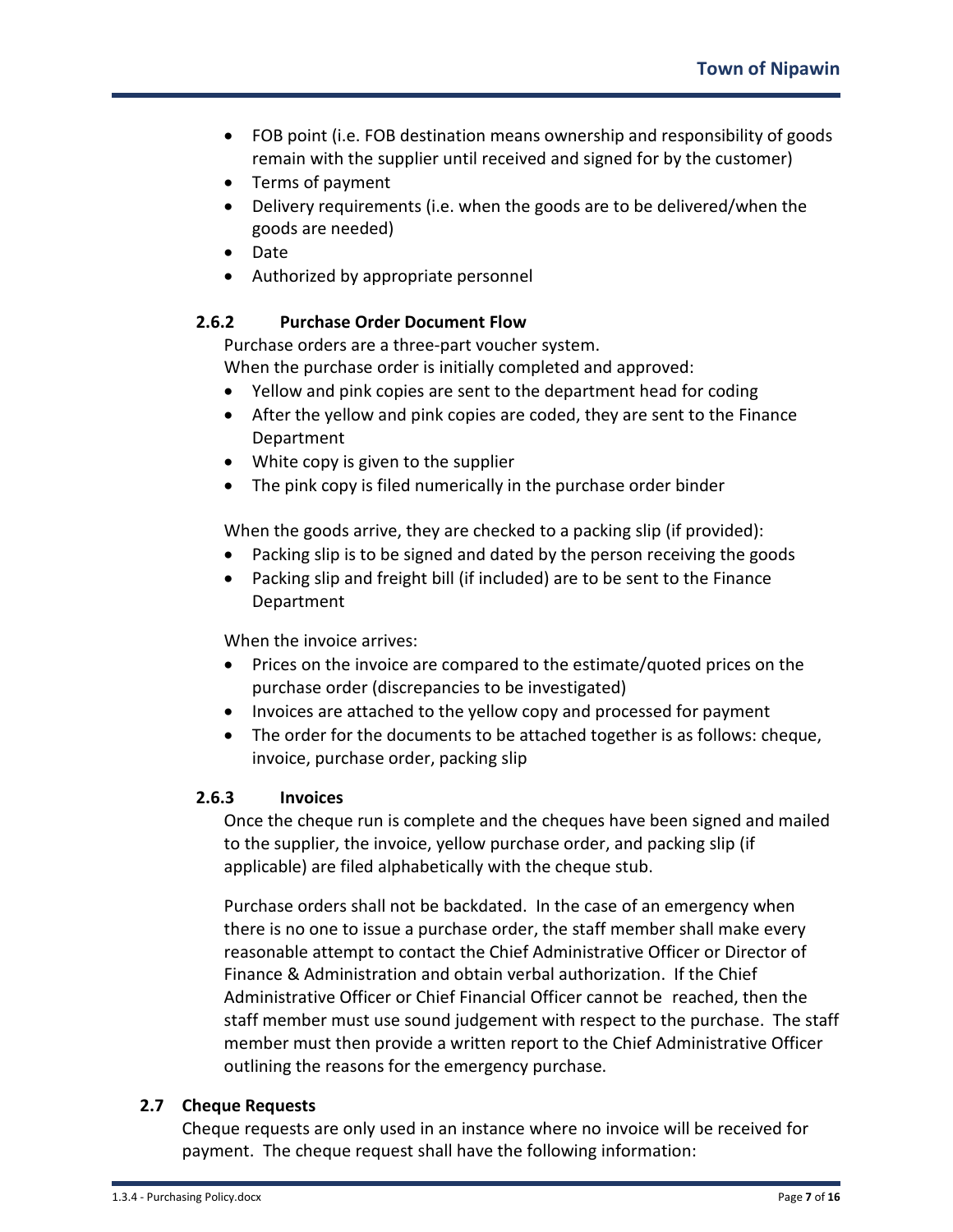- FOB point (i.e. FOB destination means ownership and responsibility of goods remain with the supplier until received and signed for by the customer)
- Terms of payment
- Delivery requirements (i.e. when the goods are to be delivered/when the goods are needed)
- Date
- Authorized by appropriate personnel

#### 2.6.2 Purchase Order Document Flow

Purchase orders are a three-part voucher system.
When the purchase order is initially completed and approved:

- Yellow and pink copies are sent to the department head for coding
- After the yellow and pink copies are coded, they are sent to the Finance Department
- White copy is given to the supplier
- The pink copy is filed numerically in the purchase order binder

When the goods arrive, they are checked to a packing slip (if provided):

- Packing slip is to be signed and dated by the person receiving the goods
- Packing slip and freight bill (if included) are to be sent to the Finance Department

When the invoice arrives:

- Prices on the invoice are compared to the estimate/quoted prices on the purchase order (discrepancies to be investigated)
- Invoices are attached to the yellow copy and processed for payment
- The order for the documents to be attached together is as follows: cheque, invoice, purchase order, packing slip

#### 2.6.3 Invoices

Once the cheque run is complete and the cheques have been signed and mailed to the supplier, the invoice, yellow purchase order, and packing slip (if applicable) are filed alphabetically with the cheque stub.

Purchase orders shall not be backdated. In the case of an emergency when there is no one to issue a purchase order, the staff member shall make every reasonable attempt to contact the Chief Administrative Officer or Director of Finance & Administration and obtain verbal authorization. If the Chief Administrative Officer or Chief Financial Officer cannot be reached, then the staff member must use sound judgement with respect to the purchase. The staff member must then provide a written report to the Chief Administrative Officer outlining the reasons for the emergency purchase.

### 2.7 Cheque Requests

Cheque requests are only used in an instance where no invoice will be received for payment. The cheque request shall have the following information: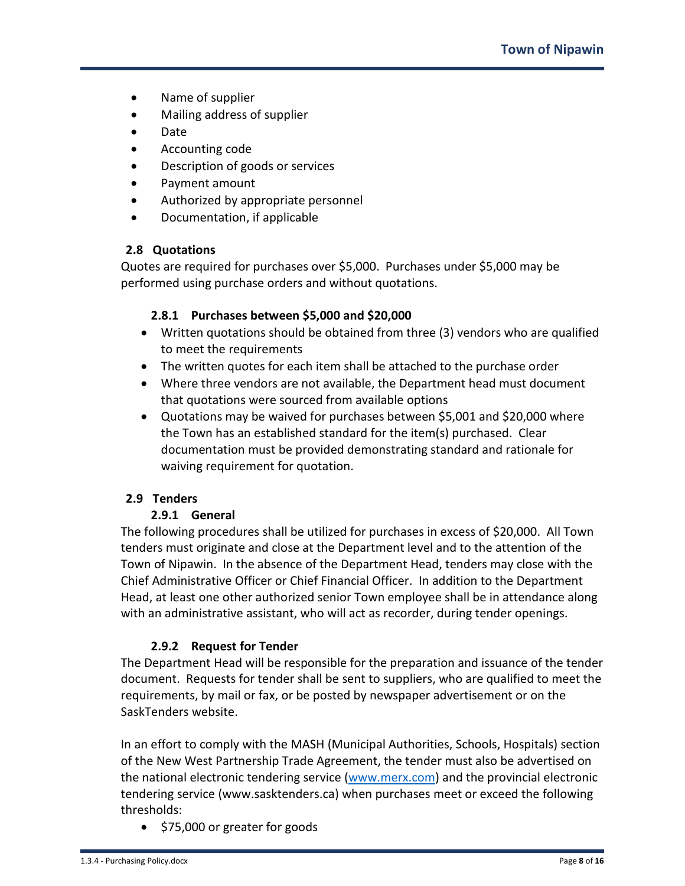- Name of supplier
- Mailing address of supplier
- Date
- Accounting code
- Description of goods or services
- Payment amount
- Authorized by appropriate personnel
- Documentation, if applicable

## 2.8 Quotations

Quotes are required for purchases over $5,000. Purchases under $5,000 may be performed using purchase orders and without quotations.

### 2.8.1 Purchases between $5,000 and $20,000

- Written quotations should be obtained from three (3) vendors who are qualified to meet the requirements
- The written quotes for each item shall be attached to the purchase order
- Where three vendors are not available, the Department head must document that quotations were sourced from available options
- Quotations may be waived for purchases between $5,001 and $20,000 where the Town has an established standard for the item(s) purchased. Clear documentation must be provided demonstrating standard and rationale for waiving requirement for quotation.

## 2.9 Tenders

### 2.9.1 General

The following procedures shall be utilized for purchases in excess of $20,000. All Town tenders must originate and close at the Department level and to the attention of the Town of Nipawin. In the absence of the Department Head, tenders may close with the Chief Administrative Officer or Chief Financial Officer. In addition to the Department Head, at least one other authorized senior Town employee shall be in attendance along with an administrative assistant, who will act as recorder, during tender openings.

### 2.9.2 Request for Tender

The Department Head will be responsible for the preparation and issuance of the tender document. Requests for tender shall be sent to suppliers, who are qualified to meet the requirements, by mail or fax, or be posted by newspaper advertisement or on the SaskTenders website.

In an effort to comply with the MASH (Municipal Authorities, Schools, Hospitals) section of the New West Partnership Trade Agreement, the tender must also be advertised on the national electronic tendering service (www.merx.com) and the provincial electronic tendering service (www.sasktenders.ca) when purchases meet or exceed the following thresholds:

- $75,000 or greater for goods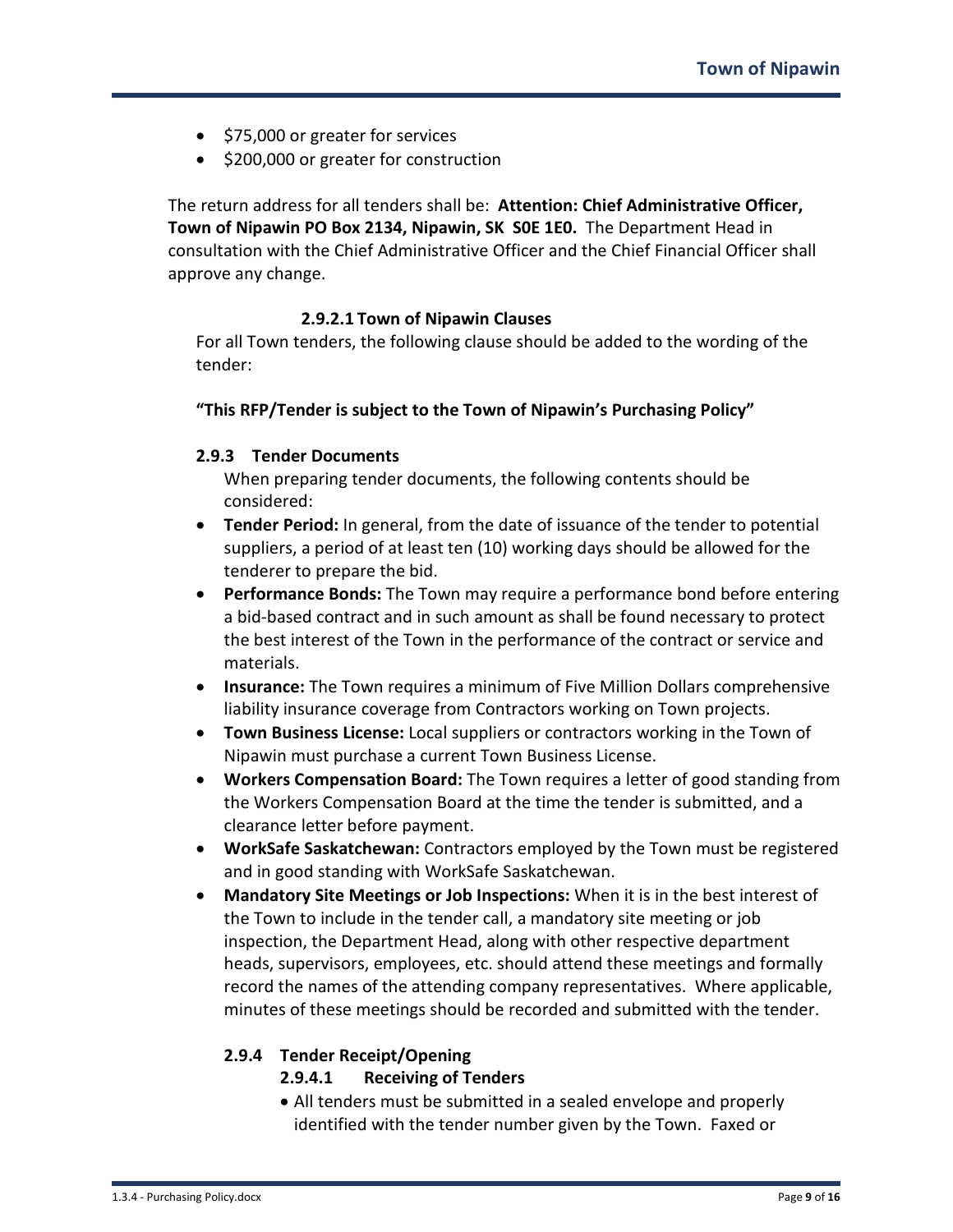- $75,000 or greater for services
- $200,000 or greater for construction

The return address for all tenders shall be: **Attention: Chief Administrative Officer, Town of Nipawin PO Box 2134, Nipawin, SK S0E 1E0.** The Department Head in consultation with the Chief Administrative Officer and the Chief Financial Officer shall approve any change.

#### 2.9.2.1 Town of Nipawin Clauses

For all Town tenders, the following clause should be added to the wording of the tender:

**"This RFP/Tender is subject to the Town of Nipawin's Purchasing Policy"**

### 2.9.3 Tender Documents

When preparing tender documents, the following contents should be considered:

- **Tender Period:** In general, from the date of issuance of the tender to potential suppliers, a period of at least ten (10) working days should be allowed for the tenderer to prepare the bid.
- **Performance Bonds:** The Town may require a performance bond before entering a bid-based contract and in such amount as shall be found necessary to protect the best interest of the Town in the performance of the contract or service and materials.
- **Insurance:** The Town requires a minimum of Five Million Dollars comprehensive liability insurance coverage from Contractors working on Town projects.
- **Town Business License:** Local suppliers or contractors working in the Town of Nipawin must purchase a current Town Business License.
- **Workers Compensation Board:** The Town requires a letter of good standing from the Workers Compensation Board at the time the tender is submitted, and a clearance letter before payment.
- **WorkSafe Saskatchewan:** Contractors employed by the Town must be registered and in good standing with WorkSafe Saskatchewan.
- **Mandatory Site Meetings or Job Inspections:** When it is in the best interest of the Town to include in the tender call, a mandatory site meeting or job inspection, the Department Head, along with other respective department heads, supervisors, employees, etc. should attend these meetings and formally record the names of the attending company representatives. Where applicable, minutes of these meetings should be recorded and submitted with the tender.

### 2.9.4 Tender Receipt/Opening

#### 2.9.4.1 Receiving of Tenders

- All tenders must be submitted in a sealed envelope and properly identified with the tender number given by the Town. Faxed or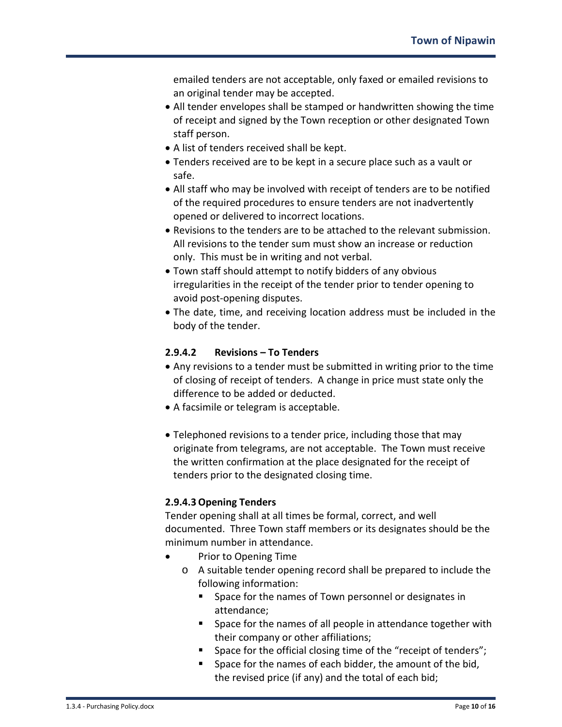emailed tenders are not acceptable, only faxed or emailed revisions to an original tender may be accepted.

- All tender envelopes shall be stamped or handwritten showing the time of receipt and signed by the Town reception or other designated Town staff person.
- A list of tenders received shall be kept.
- Tenders received are to be kept in a secure place such as a vault or safe.
- All staff who may be involved with receipt of tenders are to be notified of the required procedures to ensure tenders are not inadvertently opened or delivered to incorrect locations.
- Revisions to the tenders are to be attached to the relevant submission. All revisions to the tender sum must show an increase or reduction only. This must be in writing and not verbal.
- Town staff should attempt to notify bidders of any obvious irregularities in the receipt of the tender prior to tender opening to avoid post-opening disputes.
- The date, time, and receiving location address must be included in the body of the tender.

#### 2.9.4.2 Revisions – To Tenders

- Any revisions to a tender must be submitted in writing prior to the time of closing of receipt of tenders. A change in price must state only the difference to be added or deducted.
- A facsimile or telegram is acceptable.
- Telephoned revisions to a tender price, including those that may originate from telegrams, are not acceptable. The Town must receive the written confirmation at the place designated for the receipt of tenders prior to the designated closing time.

#### 2.9.4.3 Opening Tenders

Tender opening shall at all times be formal, correct, and well documented. Three Town staff members or its designates should be the minimum number in attendance.

- Prior to Opening Time
  - A suitable tender opening record shall be prepared to include the following information:
    - Space for the names of Town personnel or designates in attendance;
    - Space for the names of all people in attendance together with their company or other affiliations;
    - Space for the official closing time of the "receipt of tenders";
    - Space for the names of each bidder, the amount of the bid, the revised price (if any) and the total of each bid;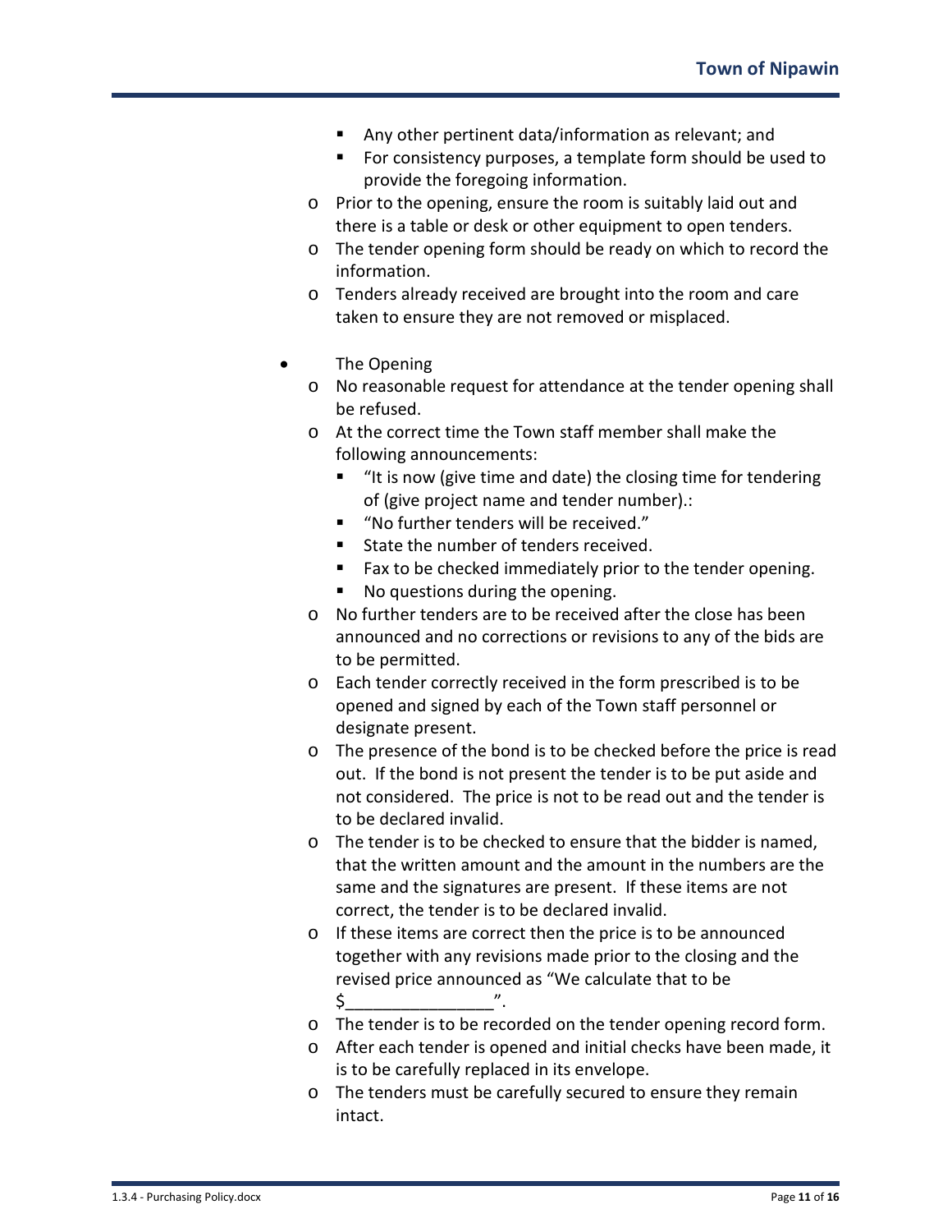- Any other pertinent data/information as relevant; and
        - For consistency purposes, a template form should be used to provide the foregoing information.
    - Prior to the opening, ensure the room is suitably laid out and there is a table or desk or other equipment to open tenders.
    - The tender opening form should be ready on which to record the information.
    - Tenders already received are brought into the room and care taken to ensure they are not removed or misplaced.

- The Opening
    - No reasonable request for attendance at the tender opening shall be refused.
    - At the correct time the Town staff member shall make the following announcements:
        - "It is now (give time and date) the closing time for tendering of (give project name and tender number).:
        - "No further tenders will be received."
        - State the number of tenders received.
        - Fax to be checked immediately prior to the tender opening.
        - No questions during the opening.
    - No further tenders are to be received after the close has been announced and no corrections or revisions to any of the bids are to be permitted.
    - Each tender correctly received in the form prescribed is to be opened and signed by each of the Town staff personnel or designate present.
    - The presence of the bond is to be checked before the price is read out. If the bond is not present the tender is to be put aside and not considered. The price is not to be read out and the tender is to be declared invalid.
    - The tender is to be checked to ensure that the bidder is named, that the written amount and the amount in the numbers are the same and the signatures are present. If these items are not correct, the tender is to be declared invalid.
    - If these items are correct then the price is to be announced together with any revisions made prior to the closing and the revised price announced as "We calculate that to be $________________".
    - The tender is to be recorded on the tender opening record form.
    - After each tender is opened and initial checks have been made, it is to be carefully replaced in its envelope.
    - The tenders must be carefully secured to ensure they remain intact.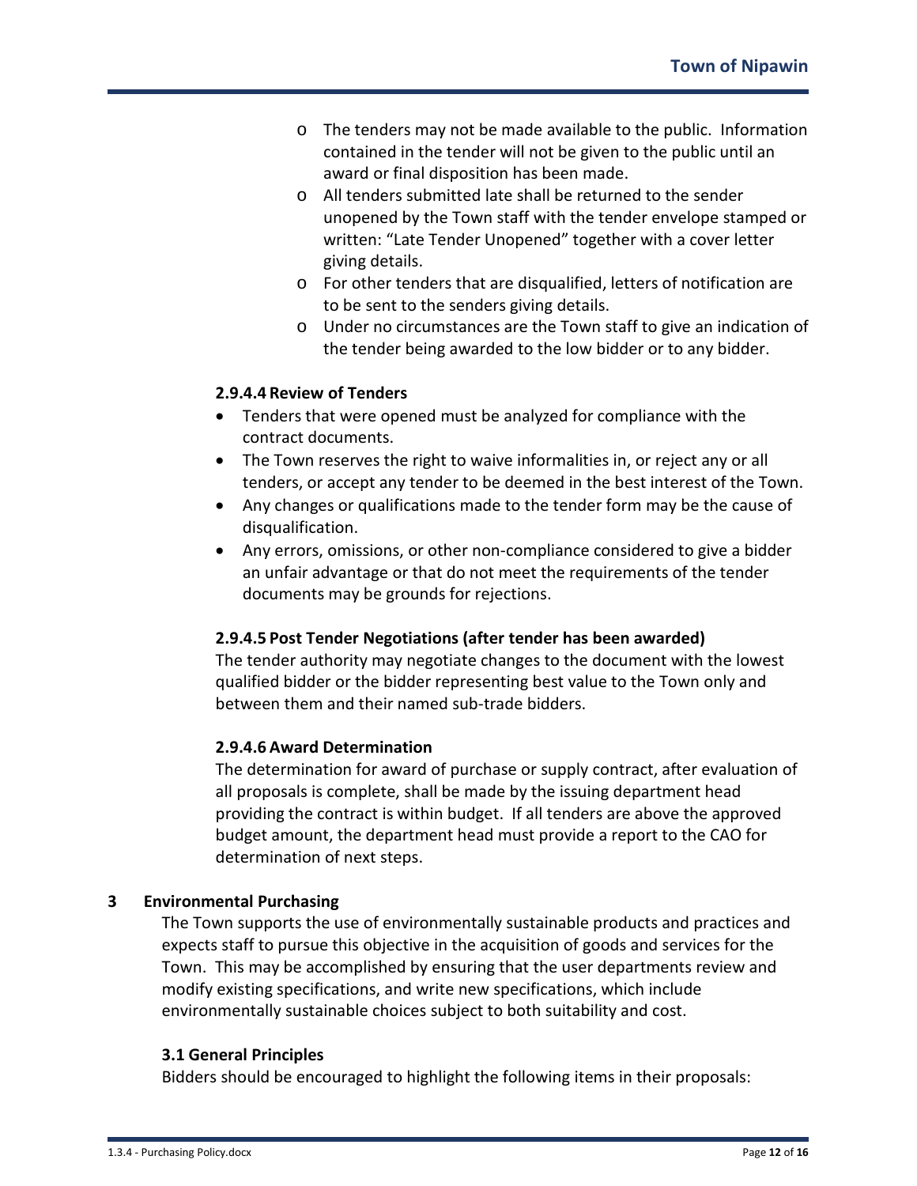- The tenders may not be made available to the public. Information contained in the tender will not be given to the public until an award or final disposition has been made.
- All tenders submitted late shall be returned to the sender unopened by the Town staff with the tender envelope stamped or written: "Late Tender Unopened" together with a cover letter giving details.
- For other tenders that are disqualified, letters of notification are to be sent to the senders giving details.
- Under no circumstances are the Town staff to give an indication of the tender being awarded to the low bidder or to any bidder.

#### 2.9.4.4 Review of Tenders

- Tenders that were opened must be analyzed for compliance with the contract documents.
- The Town reserves the right to waive informalities in, or reject any or all tenders, or accept any tender to be deemed in the best interest of the Town.
- Any changes or qualifications made to the tender form may be the cause of disqualification.
- Any errors, omissions, or other non-compliance considered to give a bidder an unfair advantage or that do not meet the requirements of the tender documents may be grounds for rejections.

#### 2.9.4.5 Post Tender Negotiations (after tender has been awarded)

The tender authority may negotiate changes to the document with the lowest qualified bidder or the bidder representing best value to the Town only and between them and their named sub-trade bidders.

#### 2.9.4.6 Award Determination

The determination for award of purchase or supply contract, after evaluation of all proposals is complete, shall be made by the issuing department head providing the contract is within budget. If all tenders are above the approved budget amount, the department head must provide a report to the CAO for determination of next steps.

## 3 Environmental Purchasing

The Town supports the use of environmentally sustainable products and practices and expects staff to pursue this objective in the acquisition of goods and services for the Town. This may be accomplished by ensuring that the user departments review and modify existing specifications, and write new specifications, which include environmentally sustainable choices subject to both suitability and cost.

### 3.1 General Principles

Bidders should be encouraged to highlight the following items in their proposals: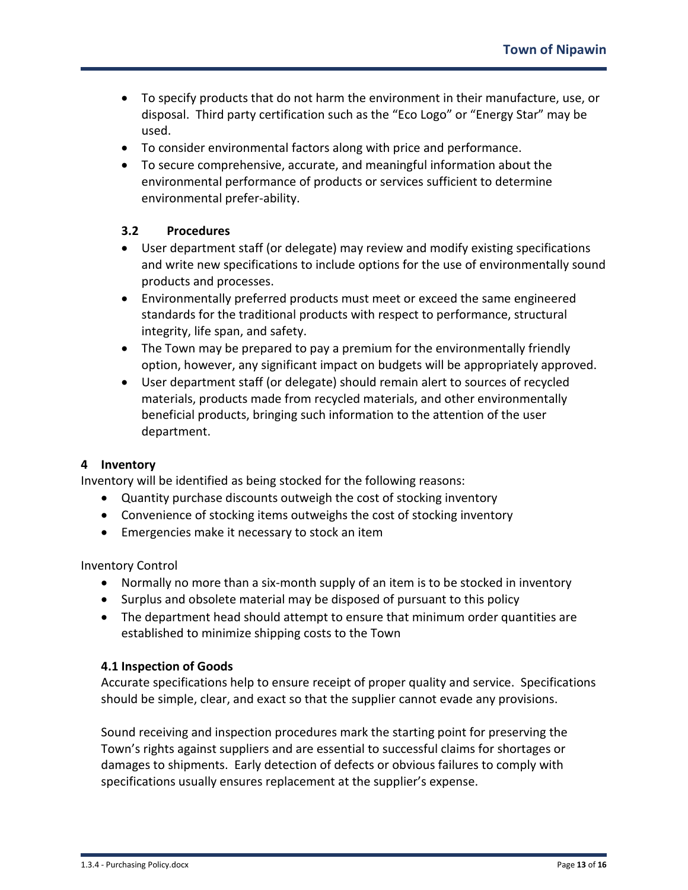- To specify products that do not harm the environment in their manufacture, use, or disposal. Third party certification such as the "Eco Logo" or "Energy Star" may be used.
- To consider environmental factors along with price and performance.
- To secure comprehensive, accurate, and meaningful information about the environmental performance of products or services sufficient to determine environmental prefer-ability.

### 3.2 Procedures

- User department staff (or delegate) may review and modify existing specifications and write new specifications to include options for the use of environmentally sound products and processes.
- Environmentally preferred products must meet or exceed the same engineered standards for the traditional products with respect to performance, structural integrity, life span, and safety.
- The Town may be prepared to pay a premium for the environmentally friendly option, however, any significant impact on budgets will be appropriately approved.
- User department staff (or delegate) should remain alert to sources of recycled materials, products made from recycled materials, and other environmentally beneficial products, bringing such information to the attention of the user department.

## 4 Inventory

Inventory will be identified as being stocked for the following reasons:

- Quantity purchase discounts outweigh the cost of stocking inventory
- Convenience of stocking items outweighs the cost of stocking inventory
- Emergencies make it necessary to stock an item

Inventory Control

- Normally no more than a six-month supply of an item is to be stocked in inventory
- Surplus and obsolete material may be disposed of pursuant to this policy
- The department head should attempt to ensure that minimum order quantities are established to minimize shipping costs to the Town

### 4.1 Inspection of Goods

Accurate specifications help to ensure receipt of proper quality and service. Specifications should be simple, clear, and exact so that the supplier cannot evade any provisions.

Sound receiving and inspection procedures mark the starting point for preserving the Town's rights against suppliers and are essential to successful claims for shortages or damages to shipments. Early detection of defects or obvious failures to comply with specifications usually ensures replacement at the supplier's expense.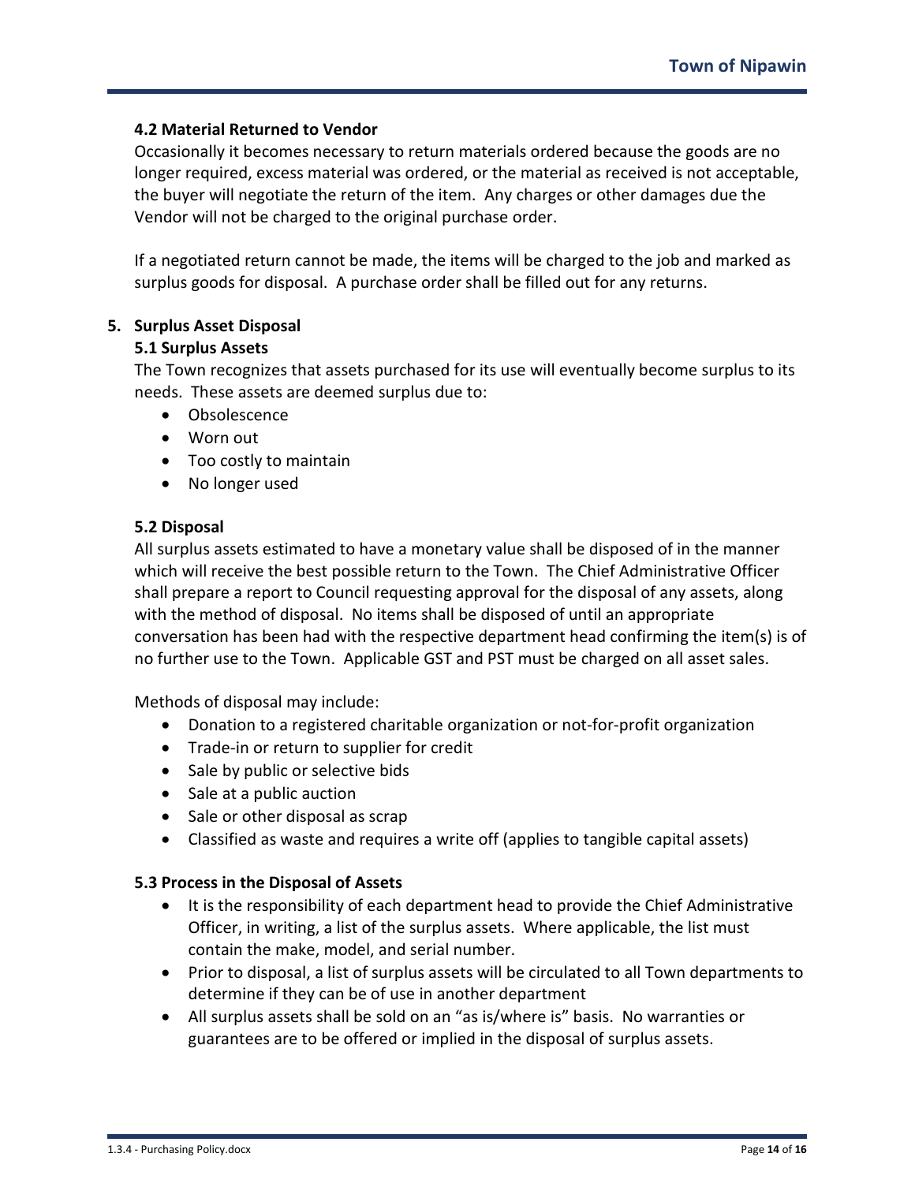### 4.2 Material Returned to Vendor

Occasionally it becomes necessary to return materials ordered because the goods are no longer required, excess material was ordered, or the material as received is not acceptable, the buyer will negotiate the return of the item. Any charges or other damages due the Vendor will not be charged to the original purchase order.

If a negotiated return cannot be made, the items will be charged to the job and marked as surplus goods for disposal. A purchase order shall be filled out for any returns.

## 5. Surplus Asset Disposal

### 5.1 Surplus Assets

The Town recognizes that assets purchased for its use will eventually become surplus to its needs. These assets are deemed surplus due to:

- Obsolescence
- Worn out
- Too costly to maintain
- No longer used

### 5.2 Disposal

All surplus assets estimated to have a monetary value shall be disposed of in the manner which will receive the best possible return to the Town. The Chief Administrative Officer shall prepare a report to Council requesting approval for the disposal of any assets, along with the method of disposal. No items shall be disposed of until an appropriate conversation has been had with the respective department head confirming the item(s) is of no further use to the Town. Applicable GST and PST must be charged on all asset sales.

Methods of disposal may include:

- Donation to a registered charitable organization or not-for-profit organization
- Trade-in or return to supplier for credit
- Sale by public or selective bids
- Sale at a public auction
- Sale or other disposal as scrap
- Classified as waste and requires a write off (applies to tangible capital assets)

### 5.3 Process in the Disposal of Assets

- It is the responsibility of each department head to provide the Chief Administrative Officer, in writing, a list of the surplus assets. Where applicable, the list must contain the make, model, and serial number.
- Prior to disposal, a list of surplus assets will be circulated to all Town departments to determine if they can be of use in another department
- All surplus assets shall be sold on an "as is/where is" basis. No warranties or guarantees are to be offered or implied in the disposal of surplus assets.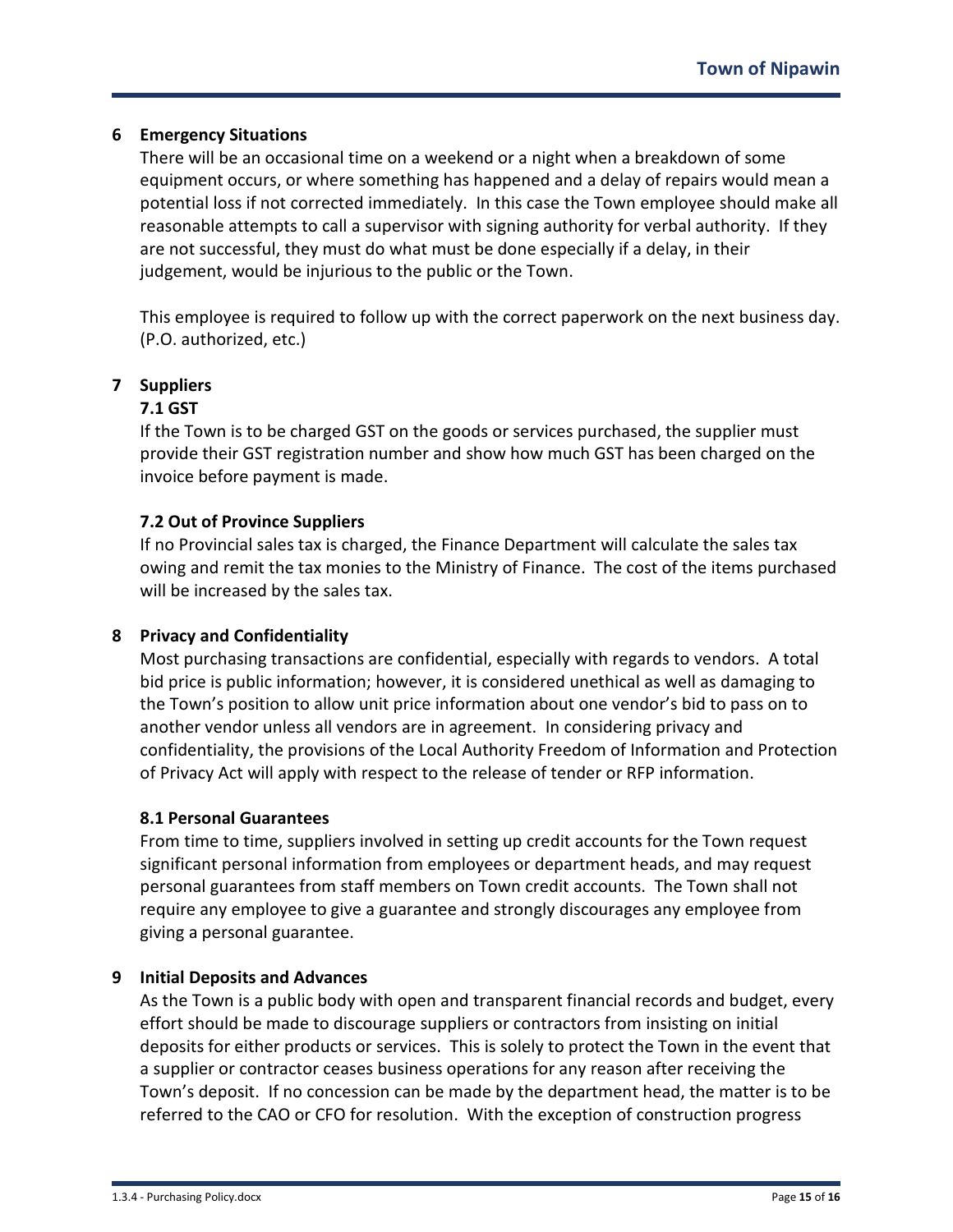## 6 Emergency Situations

There will be an occasional time on a weekend or a night when a breakdown of some equipment occurs, or where something has happened and a delay of repairs would mean a potential loss if not corrected immediately. In this case the Town employee should make all reasonable attempts to call a supervisor with signing authority for verbal authority. If they are not successful, they must do what must be done especially if a delay, in their judgement, would be injurious to the public or the Town.

This employee is required to follow up with the correct paperwork on the next business day. (P.O. authorized, etc.)

## 7 Suppliers

### 7.1 GST

If the Town is to be charged GST on the goods or services purchased, the supplier must provide their GST registration number and show how much GST has been charged on the invoice before payment is made.

### 7.2 Out of Province Suppliers

If no Provincial sales tax is charged, the Finance Department will calculate the sales tax owing and remit the tax monies to the Ministry of Finance. The cost of the items purchased will be increased by the sales tax.

## 8 Privacy and Confidentiality

Most purchasing transactions are confidential, especially with regards to vendors. A total bid price is public information; however, it is considered unethical as well as damaging to the Town's position to allow unit price information about one vendor's bid to pass on to another vendor unless all vendors are in agreement. In considering privacy and confidentiality, the provisions of the Local Authority Freedom of Information and Protection of Privacy Act will apply with respect to the release of tender or RFP information.

### 8.1 Personal Guarantees

From time to time, suppliers involved in setting up credit accounts for the Town request significant personal information from employees or department heads, and may request personal guarantees from staff members on Town credit accounts. The Town shall not require any employee to give a guarantee and strongly discourages any employee from giving a personal guarantee.

## 9 Initial Deposits and Advances

As the Town is a public body with open and transparent financial records and budget, every effort should be made to discourage suppliers or contractors from insisting on initial deposits for either products or services. This is solely to protect the Town in the event that a supplier or contractor ceases business operations for any reason after receiving the Town's deposit. If no concession can be made by the department head, the matter is to be referred to the CAO or CFO for resolution. With the exception of construction progress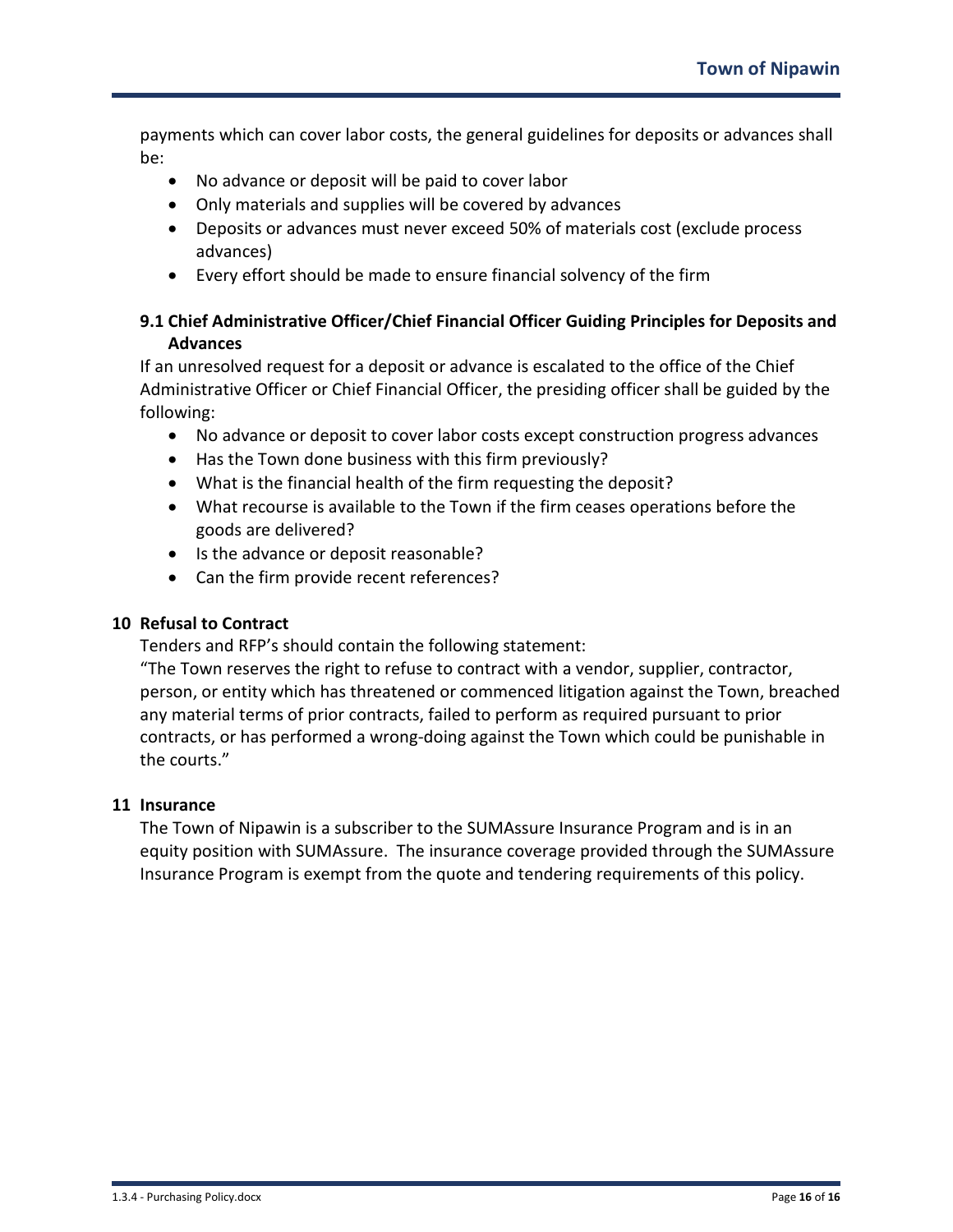payments which can cover labor costs, the general guidelines for deposits or advances shall be:

- No advance or deposit will be paid to cover labor
- Only materials and supplies will be covered by advances
- Deposits or advances must never exceed 50% of materials cost (exclude process advances)
- Every effort should be made to ensure financial solvency of the firm

### 9.1 Chief Administrative Officer/Chief Financial Officer Guiding Principles for Deposits and Advances

If an unresolved request for a deposit or advance is escalated to the office of the Chief Administrative Officer or Chief Financial Officer, the presiding officer shall be guided by the following:

- No advance or deposit to cover labor costs except construction progress advances
- Has the Town done business with this firm previously?
- What is the financial health of the firm requesting the deposit?
- What recourse is available to the Town if the firm ceases operations before the goods are delivered?
- Is the advance or deposit reasonable?
- Can the firm provide recent references?

## 10 Refusal to Contract

Tenders and RFP's should contain the following statement:

"The Town reserves the right to refuse to contract with a vendor, supplier, contractor, person, or entity which has threatened or commenced litigation against the Town, breached any material terms of prior contracts, failed to perform as required pursuant to prior contracts, or has performed a wrong-doing against the Town which could be punishable in the courts."

## 11 Insurance

The Town of Nipawin is a subscriber to the SUMAssure Insurance Program and is in an equity position with SUMAssure. The insurance coverage provided through the SUMAssure Insurance Program is exempt from the quote and tendering requirements of this policy.